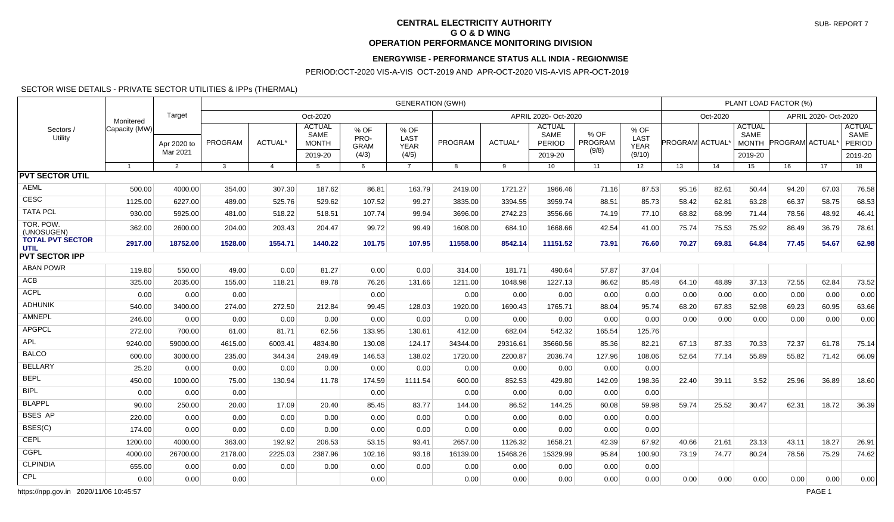**CENTRAL ELECTRICITY AUTHORITY**
**G O & D WING**
**OPERATION PERFORMANCE MONITORING DIVISION**

**ENERGYWISE - PERFORMANCE STATUS ALL INDIA - REGIONWISE**

PERIOD:OCT-2020 VIS-A-VIS OCT-2019 AND APR-OCT-2020 VIS-A-VIS APR-OCT-2019

SECTOR WISE DETAILS - PRIVATE SECTOR UTILITIES & IPPs (THERMAL)

| Sectors / Utility | Monitered Capacity (MW) | Target | GENERATION (GWH) | | | | | | | | | | PLANT LOAD FACTOR (%) | | | | | |
|---|---|---|---|---|---|---|---|---|---|---|---|---|---|---|---|---|---|---|
| | | | Oct-2020 | | | | | APRIL 2020- Oct-2020 | | | | | Oct-2020 | | | APRIL 2020- Oct-2020 | | |
| | | Apr 2020 to Mar 2021 | PROGRAM | ACTUAL* | ACTUAL SAME MONTH 2019-20 | % OF PRO-GRAM (4/3) | % OF LAST YEAR (4/5) | PROGRAM | ACTUAL* | ACTUAL SAME PERIOD 2019-20 | % OF PROGRAM (9/8) | % OF LAST YEAR (9/10) | PROGRAM | ACTUAL* | ACTUAL SAME MONTH 2019-20 | PROGRAM | ACTUAL* | ACTUAL SAME PERIOD 2019-20 |
| | 1 | 2 | 3 | 4 | 5 | 6 | 7 | 8 | 9 | 10 | 11 | 12 | 13 | 14 | 15 | 16 | 17 | 18 |
| **PVT SECTOR UTIL** | | | | | | | | | | | | | | | | | | |
| AEML | 500.00 | 4000.00 | 354.00 | 307.30 | 187.62 | 86.81 | 163.79 | 2419.00 | 1721.27 | 1966.46 | 71.16 | 87.53 | 95.16 | 82.61 | 50.44 | 94.20 | 67.03 | 76.58 |
| CESC | 1125.00 | 6227.00 | 489.00 | 525.76 | 529.62 | 107.52 | 99.27 | 3835.00 | 3394.55 | 3959.74 | 88.51 | 85.73 | 58.42 | 62.81 | 63.28 | 66.37 | 58.75 | 68.53 |
| TATA PCL | 930.00 | 5925.00 | 481.00 | 518.22 | 518.51 | 107.74 | 99.94 | 3696.00 | 2742.23 | 3556.66 | 74.19 | 77.10 | 68.82 | 68.99 | 71.44 | 78.56 | 48.92 | 46.41 |
| TOR. POW. (UNOSUGEN) | 362.00 | 2600.00 | 204.00 | 203.43 | 204.47 | 99.72 | 99.49 | 1608.00 | 684.10 | 1668.66 | 42.54 | 41.00 | 75.74 | 75.53 | 75.92 | 86.49 | 36.79 | 78.61 |
| **TOTAL PVT SECTOR UTIL** | **2917.00** | **18752.00** | **1528.00** | **1554.71** | **1440.22** | **101.75** | **107.95** | **11558.00** | **8542.14** | **11151.52** | **73.91** | **76.60** | **70.27** | **69.81** | **64.84** | **77.45** | **54.67** | **62.98** |
| **PVT SECTOR IPP** | | | | | | | | | | | | | | | | | | |
| ABAN POWR | 119.80 | 550.00 | 49.00 | 0.00 | 81.27 | 0.00 | 0.00 | 314.00 | 181.71 | 490.64 | 57.87 | 37.04 | | | | | | |
| ACB | 325.00 | 2035.00 | 155.00 | 118.21 | 89.78 | 76.26 | 131.66 | 1211.00 | 1048.98 | 1227.13 | 86.62 | 85.48 | 64.10 | 48.89 | 37.13 | 72.55 | 62.84 | 73.52 |
| ACPL | 0.00 | 0.00 | 0.00 | | | 0.00 | | 0.00 | 0.00 | 0.00 | 0.00 | 0.00 | 0.00 | 0.00 | 0.00 | 0.00 | 0.00 | 0.00 |
| ADHUNIK | 540.00 | 3400.00 | 274.00 | 272.50 | 212.84 | 99.45 | 128.03 | 1920.00 | 1690.43 | 1765.71 | 88.04 | 95.74 | 68.20 | 67.83 | 52.98 | 69.23 | 60.95 | 63.66 |
| AMNEPL | 246.00 | 0.00 | 0.00 | 0.00 | 0.00 | 0.00 | 0.00 | 0.00 | 0.00 | 0.00 | 0.00 | 0.00 | 0.00 | 0.00 | 0.00 | 0.00 | 0.00 | 0.00 |
| APGPCL | 272.00 | 700.00 | 61.00 | 81.71 | 62.56 | 133.95 | 130.61 | 412.00 | 682.04 | 542.32 | 165.54 | 125.76 | | | | | | |
| APL | 9240.00 | 59000.00 | 4615.00 | 6003.41 | 4834.80 | 130.08 | 124.17 | 34344.00 | 29316.61 | 35660.56 | 85.36 | 82.21 | 67.13 | 87.33 | 70.33 | 72.37 | 61.78 | 75.14 |
| BALCO | 600.00 | 3000.00 | 235.00 | 344.34 | 249.49 | 146.53 | 138.02 | 1720.00 | 2200.87 | 2036.74 | 127.96 | 108.06 | 52.64 | 77.14 | 55.89 | 55.82 | 71.42 | 66.09 |
| BELLARY | 25.20 | 0.00 | 0.00 | 0.00 | 0.00 | 0.00 | 0.00 | 0.00 | 0.00 | 0.00 | 0.00 | 0.00 | | | | | | |
| BEPL | 450.00 | 1000.00 | 75.00 | 130.94 | 11.78 | 174.59 | 1111.54 | 600.00 | 852.53 | 429.80 | 142.09 | 198.36 | 22.40 | 39.11 | 3.52 | 25.96 | 36.89 | 18.60 |
| BIPL | 0.00 | 0.00 | 0.00 | | | 0.00 | | 0.00 | 0.00 | 0.00 | 0.00 | 0.00 | | | | | | |
| BLAPPL | 90.00 | 250.00 | 20.00 | 17.09 | 20.40 | 85.45 | 83.77 | 144.00 | 86.52 | 144.25 | 60.08 | 59.98 | 59.74 | 25.52 | 30.47 | 62.31 | 18.72 | 36.39 |
| BSES AP | 220.00 | 0.00 | 0.00 | 0.00 | 0.00 | 0.00 | 0.00 | 0.00 | 0.00 | 0.00 | 0.00 | 0.00 | | | | | | |
| BSES(C) | 174.00 | 0.00 | 0.00 | 0.00 | 0.00 | 0.00 | 0.00 | 0.00 | 0.00 | 0.00 | 0.00 | 0.00 | | | | | | |
| CEPL | 1200.00 | 4000.00 | 363.00 | 192.92 | 206.53 | 53.15 | 93.41 | 2657.00 | 1126.32 | 1658.21 | 42.39 | 67.92 | 40.66 | 21.61 | 23.13 | 43.11 | 18.27 | 26.91 |
| CGPL | 4000.00 | 26700.00 | 2178.00 | 2225.03 | 2387.96 | 102.16 | 93.18 | 16139.00 | 15468.26 | 15329.99 | 95.84 | 100.90 | 73.19 | 74.77 | 80.24 | 78.56 | 75.29 | 74.62 |
| CLPINDIA | 655.00 | 0.00 | 0.00 | 0.00 | 0.00 | 0.00 | 0.00 | 0.00 | 0.00 | 0.00 | 0.00 | 0.00 | | | | | | |
| CPL | 0.00 | 0.00 | 0.00 | | | 0.00 | | 0.00 | 0.00 | 0.00 | 0.00 | 0.00 | 0.00 | 0.00 | 0.00 | 0.00 | 0.00 | 0.00 |

https://npp.gov.in 2020/11/06 10:45:57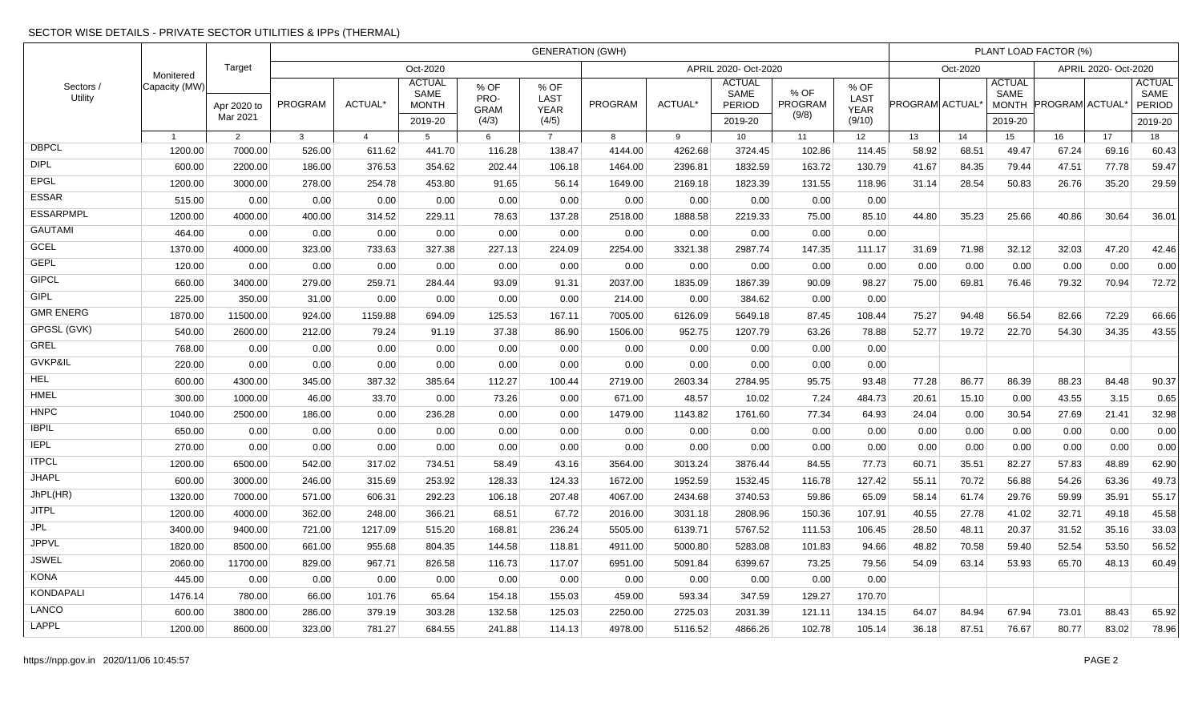SECTOR WISE DETAILS - PRIVATE SECTOR UTILITIES & IPPs (THERMAL)

| Sectors / Utility | Monitered Capacity (MW) | Target | GENERATION (GWH) | | | | | | | | | | PLANT LOAD FACTOR (%) | | | | | |
|---|---|---|---|---|---|---|---|---|---|---|---|---|---|---|---|---|---|---|
| | | | Oct-2020 | | | | | APRIL 2020- Oct-2020 | | | | | Oct-2020 | | | APRIL 2020- Oct-2020 | | |
| | | Apr 2020 to Mar 2021 | PROGRAM | ACTUAL* | ACTUAL SAME MONTH 2019-20 | % OF PRO-GRAM (4/3) | % OF LAST YEAR (4/5) | PROGRAM | ACTUAL* | ACTUAL SAME PERIOD 2019-20 | % OF PROGRAM (9/8) | % OF LAST YEAR (9/10) | PROGRAM | ACTUAL* | ACTUAL SAME MONTH 2019-20 | PROGRAM | ACTUAL* | ACTUAL SAME PERIOD 2019-20 |
| | 1 | 2 | 3 | 4 | 5 | 6 | 7 | 8 | 9 | 10 | 11 | 12 | 13 | 14 | 15 | 16 | 17 | 18 |
| DBPCL | 1200.00 | 7000.00 | 526.00 | 611.62 | 441.70 | 116.28 | 138.47 | 4144.00 | 4262.68 | 3724.45 | 102.86 | 114.45 | 58.92 | 68.51 | 49.47 | 67.24 | 69.16 | 60.43 |
| DIPL | 600.00 | 2200.00 | 186.00 | 376.53 | 354.62 | 202.44 | 106.18 | 1464.00 | 2396.81 | 1832.59 | 163.72 | 130.79 | 41.67 | 84.35 | 79.44 | 47.51 | 77.78 | 59.47 |
| EPGL | 1200.00 | 3000.00 | 278.00 | 254.78 | 453.80 | 91.65 | 56.14 | 1649.00 | 2169.18 | 1823.39 | 131.55 | 118.96 | 31.14 | 28.54 | 50.83 | 26.76 | 35.20 | 29.59 |
| ESSAR | 515.00 | 0.00 | 0.00 | 0.00 | 0.00 | 0.00 | 0.00 | 0.00 | 0.00 | 0.00 | 0.00 | 0.00 | | | | | | |
| ESSARPMPL | 1200.00 | 4000.00 | 400.00 | 314.52 | 229.11 | 78.63 | 137.28 | 2518.00 | 1888.58 | 2219.33 | 75.00 | 85.10 | 44.80 | 35.23 | 25.66 | 40.86 | 30.64 | 36.01 |
| GAUTAMI | 464.00 | 0.00 | 0.00 | 0.00 | 0.00 | 0.00 | 0.00 | 0.00 | 0.00 | 0.00 | 0.00 | 0.00 | | | | | | |
| GCEL | 1370.00 | 4000.00 | 323.00 | 733.63 | 327.38 | 227.13 | 224.09 | 2254.00 | 3321.38 | 2987.74 | 147.35 | 111.17 | 31.69 | 71.98 | 32.12 | 32.03 | 47.20 | 42.46 |
| GEPL | 120.00 | 0.00 | 0.00 | 0.00 | 0.00 | 0.00 | 0.00 | 0.00 | 0.00 | 0.00 | 0.00 | 0.00 | 0.00 | 0.00 | 0.00 | 0.00 | 0.00 | 0.00 |
| GIPCL | 660.00 | 3400.00 | 279.00 | 259.71 | 284.44 | 93.09 | 91.31 | 2037.00 | 1835.09 | 1867.39 | 90.09 | 98.27 | 75.00 | 69.81 | 76.46 | 79.32 | 70.94 | 72.72 |
| GIPL | 225.00 | 350.00 | 31.00 | 0.00 | 0.00 | 0.00 | 0.00 | 214.00 | 0.00 | 384.62 | 0.00 | 0.00 | | | | | | |
| GMR ENERG | 1870.00 | 11500.00 | 924.00 | 1159.88 | 694.09 | 125.53 | 167.11 | 7005.00 | 6126.09 | 5649.18 | 87.45 | 108.44 | 75.27 | 94.48 | 56.54 | 82.66 | 72.29 | 66.66 |
| GPGSL (GVK) | 540.00 | 2600.00 | 212.00 | 79.24 | 91.19 | 37.38 | 86.90 | 1506.00 | 952.75 | 1207.79 | 63.26 | 78.88 | 52.77 | 19.72 | 22.70 | 54.30 | 34.35 | 43.55 |
| GREL | 768.00 | 0.00 | 0.00 | 0.00 | 0.00 | 0.00 | 0.00 | 0.00 | 0.00 | 0.00 | 0.00 | 0.00 | | | | | | |
| GVKP&IL | 220.00 | 0.00 | 0.00 | 0.00 | 0.00 | 0.00 | 0.00 | 0.00 | 0.00 | 0.00 | 0.00 | 0.00 | | | | | | |
| HEL | 600.00 | 4300.00 | 345.00 | 387.32 | 385.64 | 112.27 | 100.44 | 2719.00 | 2603.34 | 2784.95 | 95.75 | 93.48 | 77.28 | 86.77 | 86.39 | 88.23 | 84.48 | 90.37 |
| HMEL | 300.00 | 1000.00 | 46.00 | 33.70 | 0.00 | 73.26 | 0.00 | 671.00 | 48.57 | 10.02 | 7.24 | 484.73 | 20.61 | 15.10 | 0.00 | 43.55 | 3.15 | 0.65 |
| HNPC | 1040.00 | 2500.00 | 186.00 | 0.00 | 236.28 | 0.00 | 0.00 | 1479.00 | 1143.82 | 1761.60 | 77.34 | 64.93 | 24.04 | 0.00 | 30.54 | 27.69 | 21.41 | 32.98 |
| IBPIL | 650.00 | 0.00 | 0.00 | 0.00 | 0.00 | 0.00 | 0.00 | 0.00 | 0.00 | 0.00 | 0.00 | 0.00 | 0.00 | 0.00 | 0.00 | 0.00 | 0.00 | 0.00 |
| IEPL | 270.00 | 0.00 | 0.00 | 0.00 | 0.00 | 0.00 | 0.00 | 0.00 | 0.00 | 0.00 | 0.00 | 0.00 | 0.00 | 0.00 | 0.00 | 0.00 | 0.00 | 0.00 |
| ITPCL | 1200.00 | 6500.00 | 542.00 | 317.02 | 734.51 | 58.49 | 43.16 | 3564.00 | 3013.24 | 3876.44 | 84.55 | 77.73 | 60.71 | 35.51 | 82.27 | 57.83 | 48.89 | 62.90 |
| JHAPL | 600.00 | 3000.00 | 246.00 | 315.69 | 253.92 | 128.33 | 124.33 | 1672.00 | 1952.59 | 1532.45 | 116.78 | 127.42 | 55.11 | 70.72 | 56.88 | 54.26 | 63.36 | 49.73 |
| JhPL(HR) | 1320.00 | 7000.00 | 571.00 | 606.31 | 292.23 | 106.18 | 207.48 | 4067.00 | 2434.68 | 3740.53 | 59.86 | 65.09 | 58.14 | 61.74 | 29.76 | 59.99 | 35.91 | 55.17 |
| JITPL | 1200.00 | 4000.00 | 362.00 | 248.00 | 366.21 | 68.51 | 67.72 | 2016.00 | 3031.18 | 2808.96 | 150.36 | 107.91 | 40.55 | 27.78 | 41.02 | 32.71 | 49.18 | 45.58 |
| JPL | 3400.00 | 9400.00 | 721.00 | 1217.09 | 515.20 | 168.81 | 236.24 | 5505.00 | 6139.71 | 5767.52 | 111.53 | 106.45 | 28.50 | 48.11 | 20.37 | 31.52 | 35.16 | 33.03 |
| JPPVL | 1820.00 | 8500.00 | 661.00 | 955.68 | 804.35 | 144.58 | 118.81 | 4911.00 | 5000.80 | 5283.08 | 101.83 | 94.66 | 48.82 | 70.58 | 59.40 | 52.54 | 53.50 | 56.52 |
| JSWEL | 2060.00 | 11700.00 | 829.00 | 967.71 | 826.58 | 116.73 | 117.07 | 6951.00 | 5091.84 | 6399.67 | 73.25 | 79.56 | 54.09 | 63.14 | 53.93 | 65.70 | 48.13 | 60.49 |
| KONA | 445.00 | 0.00 | 0.00 | 0.00 | 0.00 | 0.00 | 0.00 | 0.00 | 0.00 | 0.00 | 0.00 | 0.00 | | | | | | |
| KONDAPALI | 1476.14 | 780.00 | 66.00 | 101.76 | 65.64 | 154.18 | 155.03 | 459.00 | 593.34 | 347.59 | 129.27 | 170.70 | | | | | | |
| LANCO | 600.00 | 3800.00 | 286.00 | 379.19 | 303.28 | 132.58 | 125.03 | 2250.00 | 2725.03 | 2031.39 | 121.11 | 134.15 | 64.07 | 84.94 | 67.94 | 73.01 | 88.43 | 65.92 |
| LAPPL | 1200.00 | 8600.00 | 323.00 | 781.27 | 684.55 | 241.88 | 114.13 | 4978.00 | 5116.52 | 4866.26 | 102.78 | 105.14 | 36.18 | 87.51 | 76.67 | 80.77 | 83.02 | 78.96 |

https://npp.gov.in 2020/11/06 10:45:57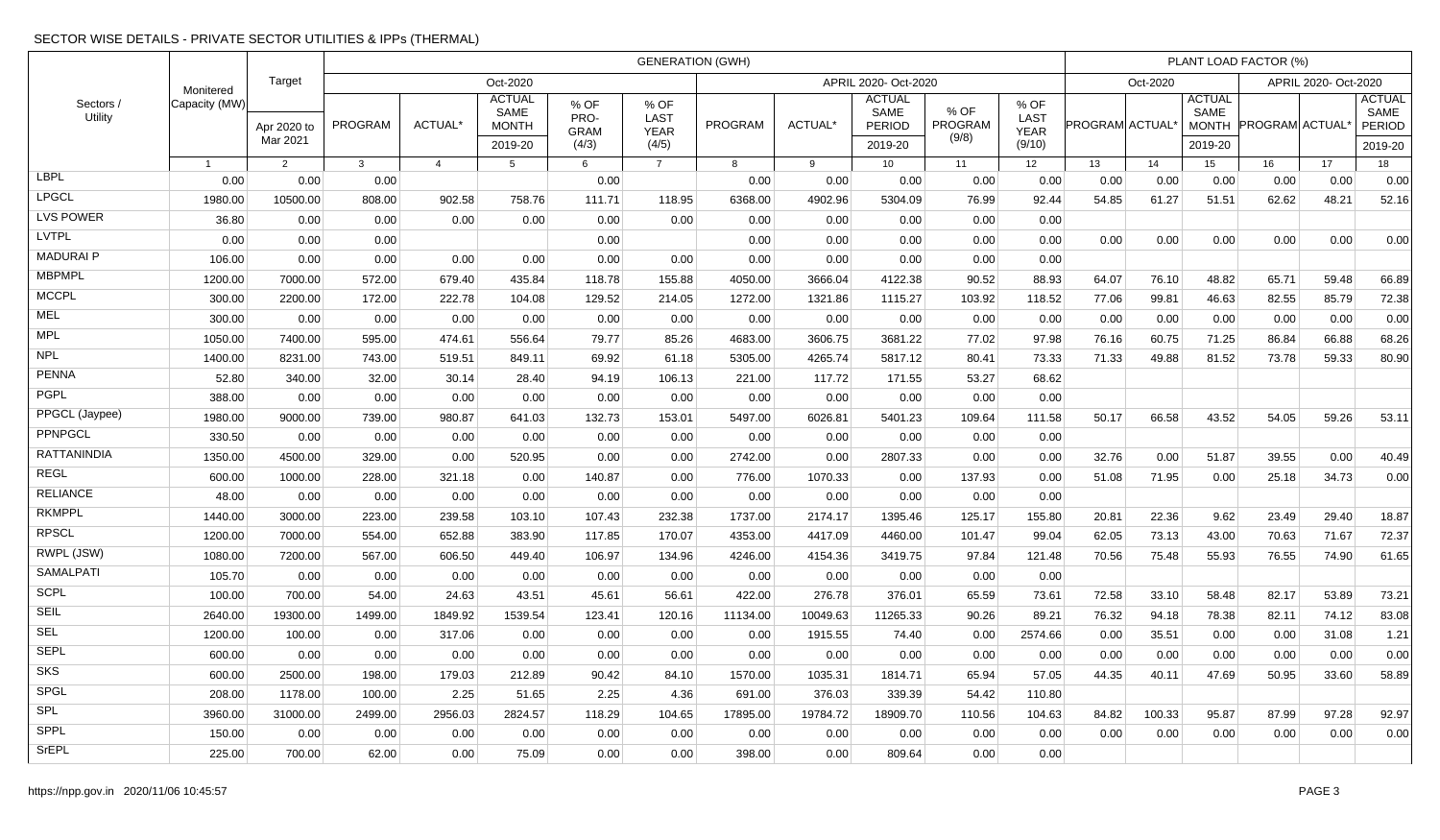SECTOR WISE DETAILS - PRIVATE SECTOR UTILITIES & IPPs (THERMAL)

| Sectors / Utility | Monitered Capacity (MW) | Target Apr 2020 to Mar 2021 | GENERATION (GWH) | | | | | | | | | | PLANT LOAD FACTOR (%) | | | | | |
|---|---|---|---|---|---|---|---|---|---|---|---|---|---|---|---|---|---|---|
| | | | Oct-2020 | | | | | APRIL 2020- Oct-2020 | | | | | Oct-2020 | | | APRIL 2020- Oct-2020 | | |
| | | | PROGRAM | ACTUAL* | ACTUAL SAME MONTH 2019-20 | % OF PRO-GRAM (4/3) | % OF LAST YEAR (4/5) | PROGRAM | ACTUAL* | ACTUAL SAME PERIOD 2019-20 | % OF PROGRAM (9/8) | % OF LAST YEAR (9/10) | PROGRAM | ACTUAL* | ACTUAL SAME MONTH 2019-20 | PROGRAM | ACTUAL* | ACTUAL SAME PERIOD 2019-20 |
| | 1 | 2 | 3 | 4 | 5 | 6 | 7 | 8 | 9 | 10 | 11 | 12 | 13 | 14 | 15 | 16 | 17 | 18 |
| LBPL | 0.00 | 0.00 | 0.00 | | | 0.00 | | 0.00 | 0.00 | 0.00 | 0.00 | 0.00 | 0.00 | 0.00 | 0.00 | 0.00 | 0.00 | 0.00 |
| LPGCL | 1980.00 | 10500.00 | 808.00 | 902.58 | 758.76 | 111.71 | 118.95 | 6368.00 | 4902.96 | 5304.09 | 76.99 | 92.44 | 54.85 | 61.27 | 51.51 | 62.62 | 48.21 | 52.16 |
| LVS POWER | 36.80 | 0.00 | 0.00 | 0.00 | 0.00 | 0.00 | 0.00 | 0.00 | 0.00 | 0.00 | 0.00 | 0.00 | | | | | | |
| LVTPL | 0.00 | 0.00 | 0.00 | | | 0.00 | | 0.00 | 0.00 | 0.00 | 0.00 | 0.00 | 0.00 | 0.00 | 0.00 | 0.00 | 0.00 | 0.00 |
| MADURAI P | 106.00 | 0.00 | 0.00 | 0.00 | 0.00 | 0.00 | 0.00 | 0.00 | 0.00 | 0.00 | 0.00 | 0.00 | | | | | | |
| MBPMPL | 1200.00 | 7000.00 | 572.00 | 679.40 | 435.84 | 118.78 | 155.88 | 4050.00 | 3666.04 | 4122.38 | 90.52 | 88.93 | 64.07 | 76.10 | 48.82 | 65.71 | 59.48 | 66.89 |
| MCCPL | 300.00 | 2200.00 | 172.00 | 222.78 | 104.08 | 129.52 | 214.05 | 1272.00 | 1321.86 | 1115.27 | 103.92 | 118.52 | 77.06 | 99.81 | 46.63 | 82.55 | 85.79 | 72.38 |
| MEL | 300.00 | 0.00 | 0.00 | 0.00 | 0.00 | 0.00 | 0.00 | 0.00 | 0.00 | 0.00 | 0.00 | 0.00 | 0.00 | 0.00 | 0.00 | 0.00 | 0.00 | 0.00 |
| MPL | 1050.00 | 7400.00 | 595.00 | 474.61 | 556.64 | 79.77 | 85.26 | 4683.00 | 3606.75 | 3681.22 | 77.02 | 97.98 | 76.16 | 60.75 | 71.25 | 86.84 | 66.88 | 68.26 |
| NPL | 1400.00 | 8231.00 | 743.00 | 519.51 | 849.11 | 69.92 | 61.18 | 5305.00 | 4265.74 | 5817.12 | 80.41 | 73.33 | 71.33 | 49.88 | 81.52 | 73.78 | 59.33 | 80.90 |
| PENNA | 52.80 | 340.00 | 32.00 | 30.14 | 28.40 | 94.19 | 106.13 | 221.00 | 117.72 | 171.55 | 53.27 | 68.62 | | | | | | |
| PGPL | 388.00 | 0.00 | 0.00 | 0.00 | 0.00 | 0.00 | 0.00 | 0.00 | 0.00 | 0.00 | 0.00 | 0.00 | | | | | | |
| PPGCL (Jaypee) | 1980.00 | 9000.00 | 739.00 | 980.87 | 641.03 | 132.73 | 153.01 | 5497.00 | 6026.81 | 5401.23 | 109.64 | 111.58 | 50.17 | 66.58 | 43.52 | 54.05 | 59.26 | 53.11 |
| PPNPGCL | 330.50 | 0.00 | 0.00 | 0.00 | 0.00 | 0.00 | 0.00 | 0.00 | 0.00 | 0.00 | 0.00 | 0.00 | | | | | | |
| RATTANINDIA | 1350.00 | 4500.00 | 329.00 | 0.00 | 520.95 | 0.00 | 0.00 | 2742.00 | 0.00 | 2807.33 | 0.00 | 0.00 | 32.76 | 0.00 | 51.87 | 39.55 | 0.00 | 40.49 |
| REGL | 600.00 | 1000.00 | 228.00 | 321.18 | 0.00 | 140.87 | 0.00 | 776.00 | 1070.33 | 0.00 | 137.93 | 0.00 | 51.08 | 71.95 | 0.00 | 25.18 | 34.73 | 0.00 |
| RELIANCE | 48.00 | 0.00 | 0.00 | 0.00 | 0.00 | 0.00 | 0.00 | 0.00 | 0.00 | 0.00 | 0.00 | 0.00 | | | | | | |
| RKMPPL | 1440.00 | 3000.00 | 223.00 | 239.58 | 103.10 | 107.43 | 232.38 | 1737.00 | 2174.17 | 1395.46 | 125.17 | 155.80 | 20.81 | 22.36 | 9.62 | 23.49 | 29.40 | 18.87 |
| RPSCL | 1200.00 | 7000.00 | 554.00 | 652.88 | 383.90 | 117.85 | 170.07 | 4353.00 | 4417.09 | 4460.00 | 101.47 | 99.04 | 62.05 | 73.13 | 43.00 | 70.63 | 71.67 | 72.37 |
| RWPL (JSW) | 1080.00 | 7200.00 | 567.00 | 606.50 | 449.40 | 106.97 | 134.96 | 4246.00 | 4154.36 | 3419.75 | 97.84 | 121.48 | 70.56 | 75.48 | 55.93 | 76.55 | 74.90 | 61.65 |
| SAMALPATI | 105.70 | 0.00 | 0.00 | 0.00 | 0.00 | 0.00 | 0.00 | 0.00 | 0.00 | 0.00 | 0.00 | 0.00 | | | | | | |
| SCPL | 100.00 | 700.00 | 54.00 | 24.63 | 43.51 | 45.61 | 56.61 | 422.00 | 276.78 | 376.01 | 65.59 | 73.61 | 72.58 | 33.10 | 58.48 | 82.17 | 53.89 | 73.21 |
| SEIL | 2640.00 | 19300.00 | 1499.00 | 1849.92 | 1539.54 | 123.41 | 120.16 | 11134.00 | 10049.63 | 11265.33 | 90.26 | 89.21 | 76.32 | 94.18 | 78.38 | 82.11 | 74.12 | 83.08 |
| SEL | 1200.00 | 100.00 | 0.00 | 317.06 | 0.00 | 0.00 | 0.00 | 0.00 | 1915.55 | 74.40 | 0.00 | 2574.66 | 0.00 | 35.51 | 0.00 | 0.00 | 31.08 | 1.21 |
| SEPL | 600.00 | 0.00 | 0.00 | 0.00 | 0.00 | 0.00 | 0.00 | 0.00 | 0.00 | 0.00 | 0.00 | 0.00 | 0.00 | 0.00 | 0.00 | 0.00 | 0.00 | 0.00 |
| SKS | 600.00 | 2500.00 | 198.00 | 179.03 | 212.89 | 90.42 | 84.10 | 1570.00 | 1035.31 | 1814.71 | 65.94 | 57.05 | 44.35 | 40.11 | 47.69 | 50.95 | 33.60 | 58.89 |
| SPGL | 208.00 | 1178.00 | 100.00 | 2.25 | 51.65 | 2.25 | 4.36 | 691.00 | 376.03 | 339.39 | 54.42 | 110.80 | | | | | | |
| SPL | 3960.00 | 31000.00 | 2499.00 | 2956.03 | 2824.57 | 118.29 | 104.65 | 17895.00 | 19784.72 | 18909.70 | 110.56 | 104.63 | 84.82 | 100.33 | 95.87 | 87.99 | 97.28 | 92.97 |
| SPPL | 150.00 | 0.00 | 0.00 | 0.00 | 0.00 | 0.00 | 0.00 | 0.00 | 0.00 | 0.00 | 0.00 | 0.00 | 0.00 | 0.00 | 0.00 | 0.00 | 0.00 | 0.00 |
| SrEPL | 225.00 | 700.00 | 62.00 | 0.00 | 75.09 | 0.00 | 0.00 | 398.00 | 0.00 | 809.64 | 0.00 | 0.00 | | | | | | |

https://npp.gov.in 2020/11/06 10:45:57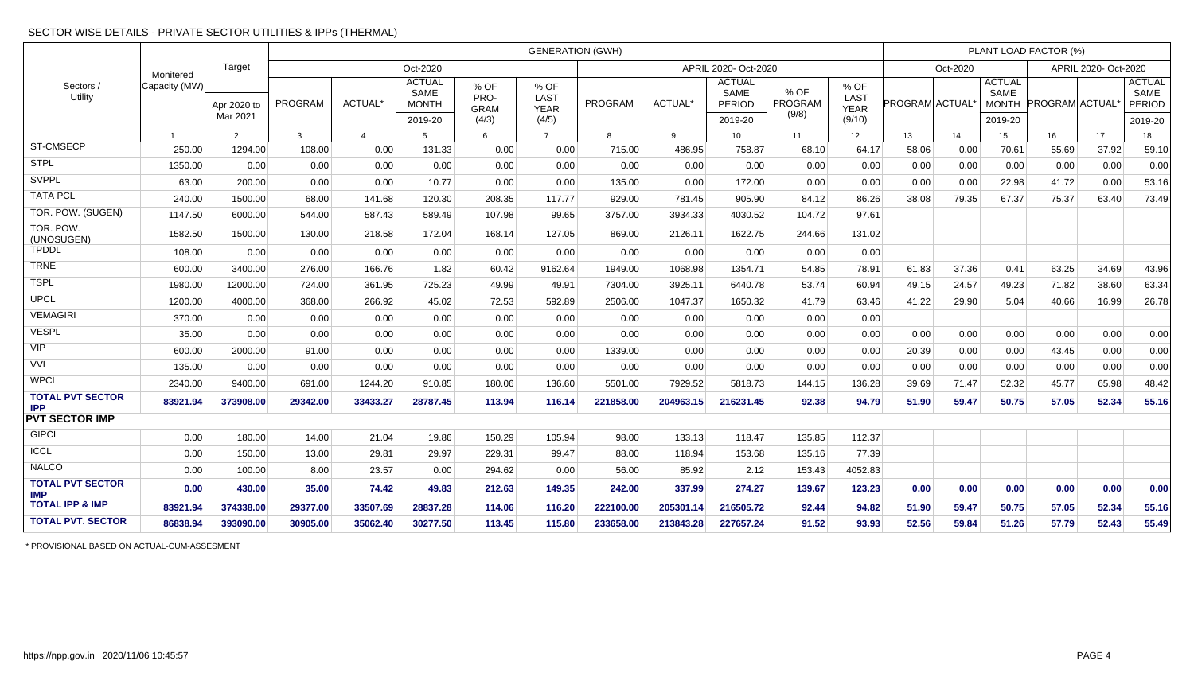SECTOR WISE DETAILS - PRIVATE SECTOR UTILITIES & IPPs (THERMAL)

| Sectors / Utility | Moniterred Capacity (MW) | Target Apr 2020 to Mar 2021 | GENERATION (GWH) Oct-2020 PROGRAM | ACTUAL* | ACTUAL SAME MONTH 2019-20 | % OF PRO-GRAM (4/3) | % OF LAST YEAR (4/5) | APRIL 2020- Oct-2020 PROGRAM | ACTUAL* | ACTUAL SAME PERIOD 2019-20 | % OF PROGRAM (9/8) | % OF LAST YEAR (9/10) | PLANT LOAD FACTOR (%) Oct-2020 PROGRAM | ACTUAL* | ACTUAL SAME MONTH 2019-20 | APRIL 2020- Oct-2020 PROGRAM | ACTUAL* | ACTUAL SAME PERIOD 2019-20 |
|---|---|---|---|---|---|---|---|---|---|---|---|---|---|---|---|---|---|---|
| | 1 | 2 | 3 | 4 | 5 | 6 | 7 | 8 | 9 | 10 | 11 | 12 | 13 | 14 | 15 | 16 | 17 | 18 |
| ST-CMSECP | 250.00 | 1294.00 | 108.00 | 0.00 | 131.33 | 0.00 | 0.00 | 715.00 | 486.95 | 758.87 | 68.10 | 64.17 | 58.06 | 0.00 | 70.61 | 55.69 | 37.92 | 59.10 |
| STPL | 1350.00 | 0.00 | 0.00 | 0.00 | 0.00 | 0.00 | 0.00 | 0.00 | 0.00 | 0.00 | 0.00 | 0.00 | 0.00 | 0.00 | 0.00 | 0.00 | 0.00 | 0.00 |
| SVPPL | 63.00 | 200.00 | 0.00 | 0.00 | 10.77 | 0.00 | 0.00 | 135.00 | 0.00 | 172.00 | 0.00 | 0.00 | 0.00 | 0.00 | 22.98 | 41.72 | 0.00 | 53.16 |
| TATA PCL | 240.00 | 1500.00 | 68.00 | 141.68 | 120.30 | 208.35 | 117.77 | 929.00 | 781.45 | 905.90 | 84.12 | 86.26 | 38.08 | 79.35 | 67.37 | 75.37 | 63.40 | 73.49 |
| TOR. POW. (SUGEN) | 1147.50 | 6000.00 | 544.00 | 587.43 | 589.49 | 107.98 | 99.65 | 3757.00 | 3934.33 | 4030.52 | 104.72 | 97.61 | | | | | | |
| TOR. POW. (UNOSUGEN) | 1582.50 | 1500.00 | 130.00 | 218.58 | 172.04 | 168.14 | 127.05 | 869.00 | 2126.11 | 1622.75 | 244.66 | 131.02 | | | | | | |
| TPDDL | 108.00 | 0.00 | 0.00 | 0.00 | 0.00 | 0.00 | 0.00 | 0.00 | 0.00 | 0.00 | 0.00 | 0.00 | | | | | | |
| TRNE | 600.00 | 3400.00 | 276.00 | 166.76 | 1.82 | 60.42 | 9162.64 | 1949.00 | 1068.98 | 1354.71 | 54.85 | 78.91 | 61.83 | 37.36 | 0.41 | 63.25 | 34.69 | 43.96 |
| TSPL | 1980.00 | 12000.00 | 724.00 | 361.95 | 725.23 | 49.99 | 49.91 | 7304.00 | 3925.11 | 6440.78 | 53.74 | 60.94 | 49.15 | 24.57 | 49.23 | 71.82 | 38.60 | 63.34 |
| UPCL | 1200.00 | 4000.00 | 368.00 | 266.92 | 45.02 | 72.53 | 592.89 | 2506.00 | 1047.37 | 1650.32 | 41.79 | 63.46 | 41.22 | 29.90 | 5.04 | 40.66 | 16.99 | 26.78 |
| VEMAGIRI | 370.00 | 0.00 | 0.00 | 0.00 | 0.00 | 0.00 | 0.00 | 0.00 | 0.00 | 0.00 | 0.00 | 0.00 | | | | | | |
| VESPL | 35.00 | 0.00 | 0.00 | 0.00 | 0.00 | 0.00 | 0.00 | 0.00 | 0.00 | 0.00 | 0.00 | 0.00 | 0.00 | 0.00 | 0.00 | 0.00 | 0.00 | 0.00 |
| VIP | 600.00 | 2000.00 | 91.00 | 0.00 | 0.00 | 0.00 | 0.00 | 1339.00 | 0.00 | 0.00 | 0.00 | 0.00 | 20.39 | 0.00 | 0.00 | 43.45 | 0.00 | 0.00 |
| VVL | 135.00 | 0.00 | 0.00 | 0.00 | 0.00 | 0.00 | 0.00 | 0.00 | 0.00 | 0.00 | 0.00 | 0.00 | 0.00 | 0.00 | 0.00 | 0.00 | 0.00 | 0.00 |
| WPCL | 2340.00 | 9400.00 | 691.00 | 1244.20 | 910.85 | 180.06 | 136.60 | 5501.00 | 7929.52 | 5818.73 | 144.15 | 136.28 | 39.69 | 71.47 | 52.32 | 45.77 | 65.98 | 48.42 |
| **TOTAL PVT SECTOR IPP** | **83921.94** | **373908.00** | **29342.00** | **33433.27** | **28787.45** | **113.94** | **116.14** | **221858.00** | **204963.15** | **216231.45** | **92.38** | **94.79** | **51.90** | **59.47** | **50.75** | **57.05** | **52.34** | **55.16** |
| **PVT SECTOR IMP** | | | | | | | | | | | | | | | | | | |
| GIPCL | 0.00 | 180.00 | 14.00 | 21.04 | 19.86 | 150.29 | 105.94 | 98.00 | 133.13 | 118.47 | 135.85 | 112.37 | | | | | | |
| ICCL | 0.00 | 150.00 | 13.00 | 29.81 | 29.97 | 229.31 | 99.47 | 88.00 | 118.94 | 153.68 | 135.16 | 77.39 | | | | | | |
| NALCO | 0.00 | 100.00 | 8.00 | 23.57 | 0.00 | 294.62 | 0.00 | 56.00 | 85.92 | 2.12 | 153.43 | 4052.83 | | | | | | |
| **TOTAL PVT SECTOR IMP** | **0.00** | **430.00** | **35.00** | **74.42** | **49.83** | **212.63** | **149.35** | **242.00** | **337.99** | **274.27** | **139.67** | **123.23** | **0.00** | **0.00** | **0.00** | **0.00** | **0.00** | **0.00** |
| **TOTAL IPP & IMP** | **83921.94** | **374338.00** | **29377.00** | **33507.69** | **28837.28** | **114.06** | **116.20** | **222100.00** | **205301.14** | **216505.72** | **92.44** | **94.82** | **51.90** | **59.47** | **50.75** | **57.05** | **52.34** | **55.16** |
| **TOTAL PVT. SECTOR** | **86838.94** | **393090.00** | **30905.00** | **35062.40** | **30277.50** | **113.45** | **115.80** | **233658.00** | **213843.28** | **227657.24** | **91.52** | **93.93** | **52.56** | **59.84** | **51.26** | **57.79** | **52.43** | **55.49** |

\* PROVISIONAL BASED ON ACTUAL-CUM-ASSESMENT